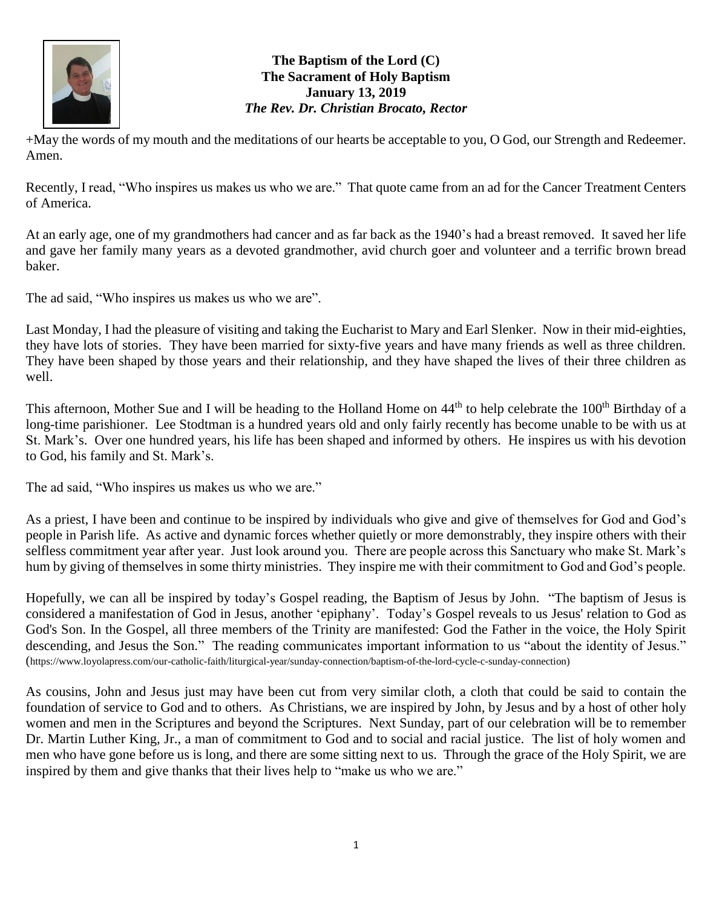**The Baptism of the Lord (C)**
**The Sacrament of Holy Baptism**
**January 13, 2019**
***The Rev. Dr. Christian Brocato, Rector***

+May the words of my mouth and the meditations of our hearts be acceptable to you, O God, our Strength and Redeemer. Amen.

Recently, I read, "Who inspires us makes us who we are." That quote came from an ad for the Cancer Treatment Centers of America.

At an early age, one of my grandmothers had cancer and as far back as the 1940's had a breast removed. It saved her life and gave her family many years as a devoted grandmother, avid church goer and volunteer and a terrific brown bread baker.

The ad said, "Who inspires us makes us who we are".

Last Monday, I had the pleasure of visiting and taking the Eucharist to Mary and Earl Slenker. Now in their mid-eighties, they have lots of stories. They have been married for sixty-five years and have many friends as well as three children. They have been shaped by those years and their relationship, and they have shaped the lives of their three children as well.

This afternoon, Mother Sue and I will be heading to the Holland Home on 44th to help celebrate the 100th Birthday of a long-time parishioner. Lee Stodtman is a hundred years old and only fairly recently has become unable to be with us at St. Mark's. Over one hundred years, his life has been shaped and informed by others. He inspires us with his devotion to God, his family and St. Mark's.

The ad said, "Who inspires us makes us who we are."

As a priest, I have been and continue to be inspired by individuals who give and give of themselves for God and God's people in Parish life. As active and dynamic forces whether quietly or more demonstrably, they inspire others with their selfless commitment year after year. Just look around you. There are people across this Sanctuary who make St. Mark's hum by giving of themselves in some thirty ministries. They inspire me with their commitment to God and God's people.

Hopefully, we can all be inspired by today's Gospel reading, the Baptism of Jesus by John. "The baptism of Jesus is considered a manifestation of God in Jesus, another 'epiphany'. Today's Gospel reveals to us Jesus' relation to God as God's Son. In the Gospel, all three members of the Trinity are manifested: God the Father in the voice, the Holy Spirit descending, and Jesus the Son." The reading communicates important information to us "about the identity of Jesus." (https://www.loyolapress.com/our-catholic-faith/liturgical-year/sunday-connection/baptism-of-the-lord-cycle-c-sunday-connection)

As cousins, John and Jesus just may have been cut from very similar cloth, a cloth that could be said to contain the foundation of service to God and to others. As Christians, we are inspired by John, by Jesus and by a host of other holy women and men in the Scriptures and beyond the Scriptures. Next Sunday, part of our celebration will be to remember Dr. Martin Luther King, Jr., a man of commitment to God and to social and racial justice. The list of holy women and men who have gone before us is long, and there are some sitting next to us. Through the grace of the Holy Spirit, we are inspired by them and give thanks that their lives help to "make us who we are."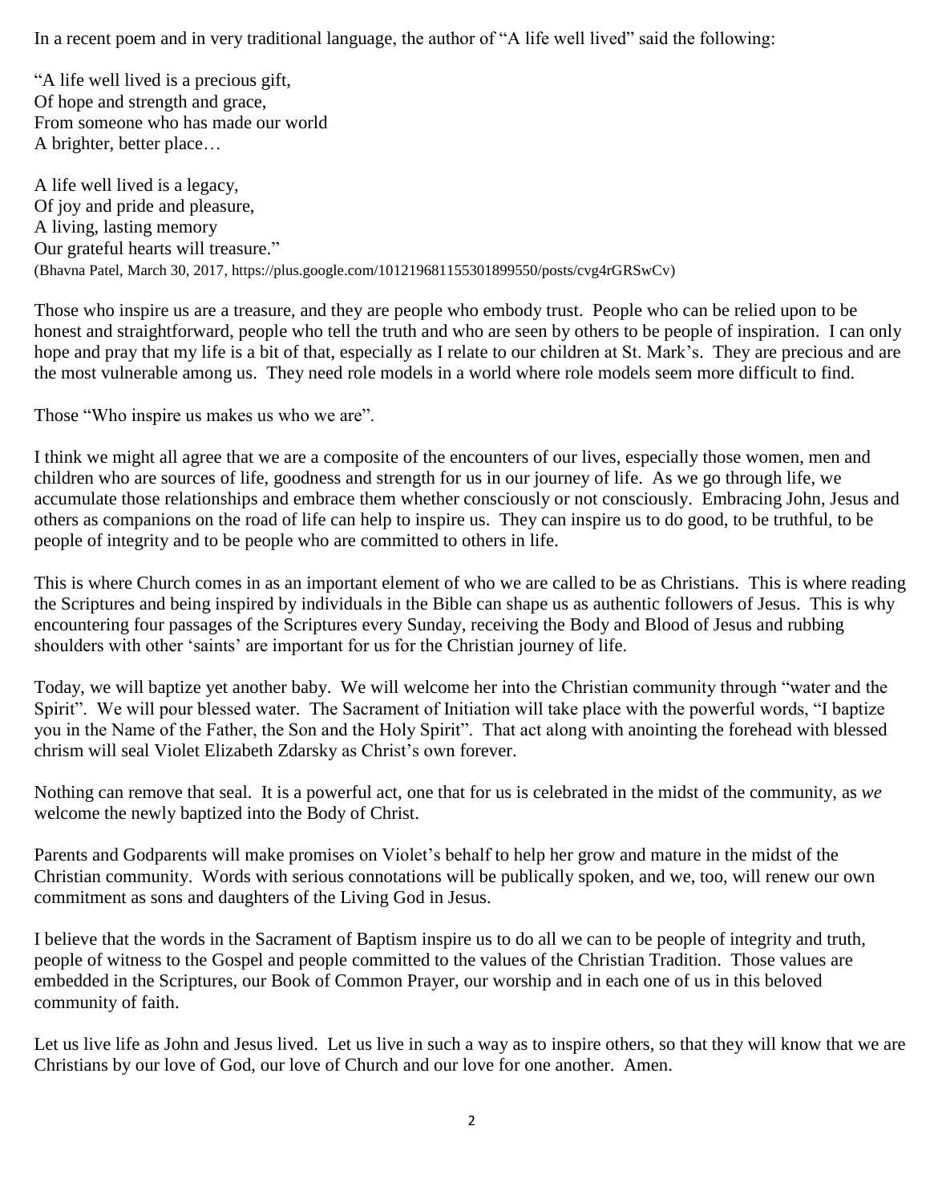In a recent poem and in very traditional language, the author of "A life well lived" said the following:

"A life well lived is a precious gift,  
Of hope and strength and grace,  
From someone who has made our world  
A brighter, better place…

A life well lived is a legacy,  
Of joy and pride and pleasure,  
A living, lasting memory  
Our grateful hearts will treasure."  
(Bhavna Patel, March 30, 2017, https://plus.google.com/101219681155301899550/posts/cvg4rGRSwCv)

Those who inspire us are a treasure, and they are people who embody trust. People who can be relied upon to be honest and straightforward, people who tell the truth and who are seen by others to be people of inspiration. I can only hope and pray that my life is a bit of that, especially as I relate to our children at St. Mark's. They are precious and are the most vulnerable among us. They need role models in a world where role models seem more difficult to find.

Those "Who inspire us makes us who we are".

I think we might all agree that we are a composite of the encounters of our lives, especially those women, men and children who are sources of life, goodness and strength for us in our journey of life. As we go through life, we accumulate those relationships and embrace them whether consciously or not consciously. Embracing John, Jesus and others as companions on the road of life can help to inspire us. They can inspire us to do good, to be truthful, to be people of integrity and to be people who are committed to others in life.

This is where Church comes in as an important element of who we are called to be as Christians. This is where reading the Scriptures and being inspired by individuals in the Bible can shape us as authentic followers of Jesus. This is why encountering four passages of the Scriptures every Sunday, receiving the Body and Blood of Jesus and rubbing shoulders with other 'saints' are important for us for the Christian journey of life.

Today, we will baptize yet another baby. We will welcome her into the Christian community through "water and the Spirit". We will pour blessed water. The Sacrament of Initiation will take place with the powerful words, "I baptize you in the Name of the Father, the Son and the Holy Spirit". That act along with anointing the forehead with blessed chrism will seal Violet Elizabeth Zdarsky as Christ's own forever.

Nothing can remove that seal. It is a powerful act, one that for us is celebrated in the midst of the community, as *we* welcome the newly baptized into the Body of Christ.

Parents and Godparents will make promises on Violet's behalf to help her grow and mature in the midst of the Christian community. Words with serious connotations will be publically spoken, and we, too, will renew our own commitment as sons and daughters of the Living God in Jesus.

I believe that the words in the Sacrament of Baptism inspire us to do all we can to be people of integrity and truth, people of witness to the Gospel and people committed to the values of the Christian Tradition. Those values are embedded in the Scriptures, our Book of Common Prayer, our worship and in each one of us in this beloved community of faith.

Let us live life as John and Jesus lived. Let us live in such a way as to inspire others, so that they will know that we are Christians by our love of God, our love of Church and our love for one another. Amen.